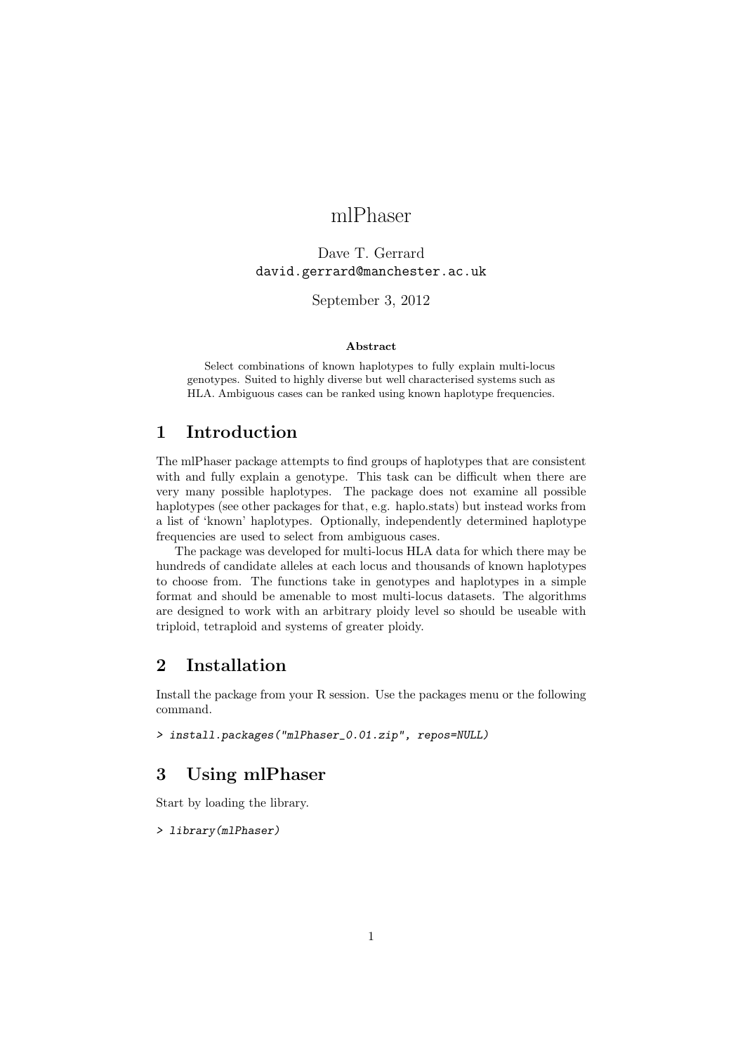# mlPhaser

Dave T. Gerrard
david.gerrard@manchester.ac.uk

September 3, 2012

**Abstract**

Select combinations of known haplotypes to fully explain multi-locus genotypes. Suited to highly diverse but well characterised systems such as HLA. Ambiguous cases can be ranked using known haplotype frequencies.

## 1 Introduction

The mlPhaser package attempts to find groups of haplotypes that are consistent with and fully explain a genotype. This task can be difficult when there are very many possible haplotypes. The package does not examine all possible haplotypes (see other packages for that, e.g. haplo.stats) but instead works from a list of 'known' haplotypes. Optionally, independently determined haplotype frequencies are used to select from ambiguous cases.

The package was developed for multi-locus HLA data for which there may be hundreds of candidate alleles at each locus and thousands of known haplotypes to choose from. The functions take in genotypes and haplotypes in a simple format and should be amenable to most multi-locus datasets. The algorithms are designed to work with an arbitrary ploidy level so should be useable with triploid, tetraploid and systems of greater ploidy.

## 2 Installation

Install the package from your R session. Use the packages menu or the following command.

```
> install.packages("mlPhaser_0.01.zip", repos=NULL)
```

## 3 Using mlPhaser

Start by loading the library.

```
> library(mlPhaser)
```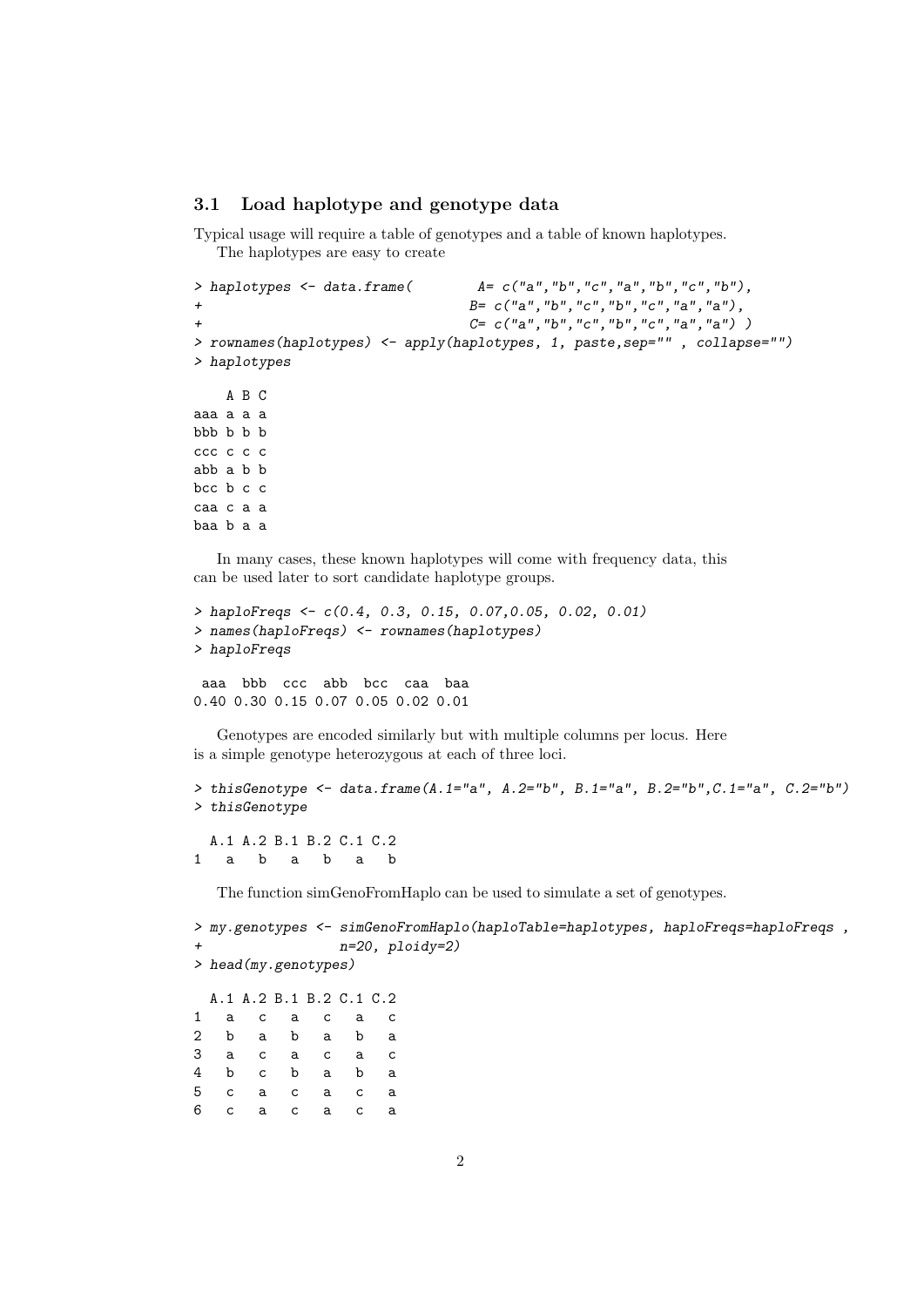## 3.1 Load haplotype and genotype data

Typical usage will require a table of genotypes and a table of known haplotypes.

The haplotypes are easy to create

```
> haplotypes <- data.frame(        A= c("a","b","c","a","b","c","b"),
+                                 B= c("a","b","c","b","c","a","a"),
+                                 C= c("a","b","c","b","c","a","a") )
> rownames(haplotypes) <- apply(haplotypes, 1, paste,sep="" , collapse="")
> haplotypes
```

```
    A B C
aaa a a a
bbb b b b
ccc c c c
abb a b b
bcc b c c
caa c a a
baa b a a
```

In many cases, these known haplotypes will come with frequency data, this can be used later to sort candidate haplotype groups.

```
> haploFreqs <- c(0.4, 0.3, 0.15, 0.07,0.05, 0.02, 0.01)
> names(haploFreqs) <- rownames(haplotypes)
> haploFreqs
```

```
 aaa  bbb  ccc  abb  bcc  caa  baa
0.40 0.30 0.15 0.07 0.05 0.02 0.01
```

Genotypes are encoded similarly but with multiple columns per locus. Here is a simple genotype heterozygous at each of three loci.

```
> thisGenotype <- data.frame(A.1="a", A.2="b", B.1="a", B.2="b",C.1="a", C.2="b")
> thisGenotype
```

```
  A.1 A.2 B.1 B.2 C.1 C.2
1   a   b   a   b   a   b
```

The function simGenoFromHaplo can be used to simulate a set of genotypes.

```
> my.genotypes <- simGenoFromHaplo(haploTable=haplotypes, haploFreqs=haploFreqs ,
+                 n=20, ploidy=2)
> head(my.genotypes)
```

```
  A.1 A.2 B.1 B.2 C.1 C.2
1   a   c   a   c   a   c
2   b   a   b   a   b   a
3   a   c   a   c   a   c
4   b   c   b   a   b   a
5   c   a   c   a   c   a
6   c   a   c   a   c   a
```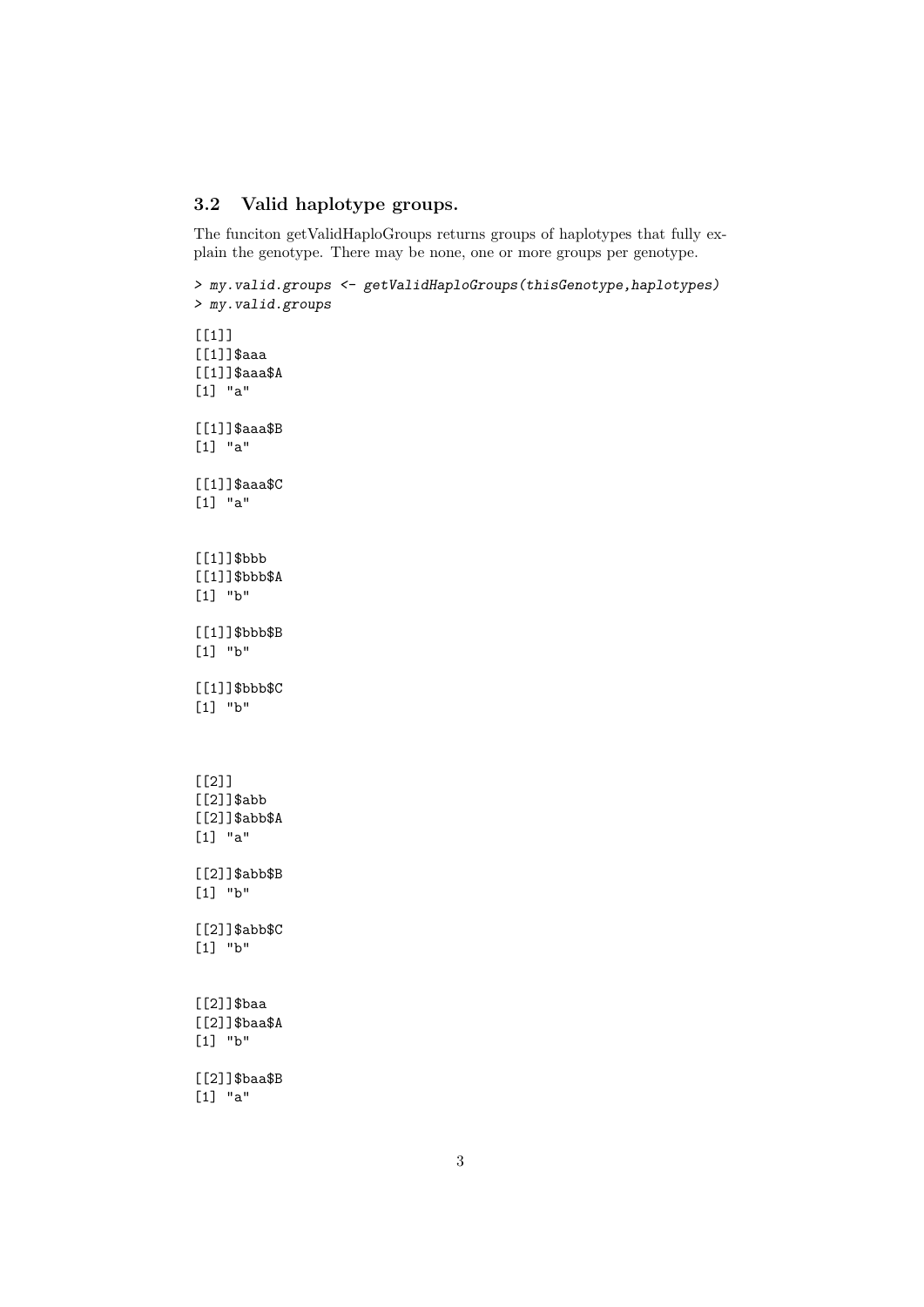### 3.2 Valid haplotype groups.

The funciton getValidHaploGroups returns groups of haplotypes that fully explain the genotype. There may be none, one or more groups per genotype.

```
> my.valid.groups <- getValidHaploGroups(thisGenotype,haplotypes)
> my.valid.groups

[[1]]
[[1]]$aaa
[[1]]$aaa$A
[1] "a"

[[1]]$aaa$B
[1] "a"

[[1]]$aaa$C
[1] "a"


[[1]]$bbb
[[1]]$bbb$A
[1] "b"

[[1]]$bbb$B
[1] "b"

[[1]]$bbb$C
[1] "b"



[[2]]
[[2]]$abb
[[2]]$abb$A
[1] "a"

[[2]]$abb$B
[1] "b"

[[2]]$abb$C
[1] "b"


[[2]]$baa
[[2]]$baa$A
[1] "b"

[[2]]$baa$B
[1] "a"
```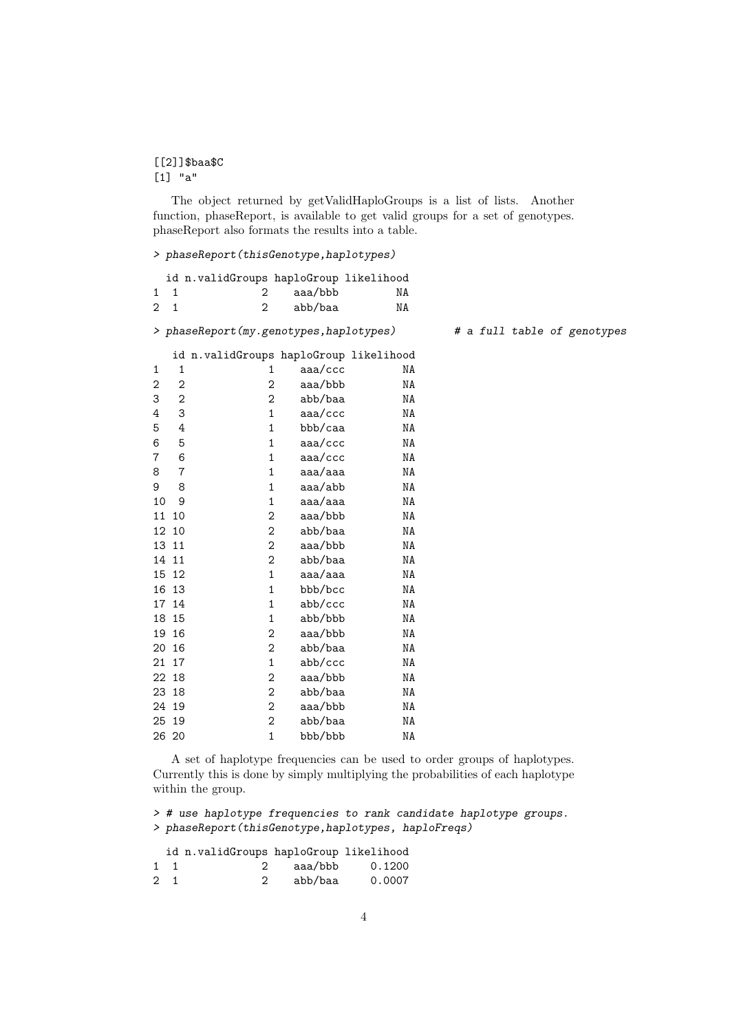```
[[2]]$baa$C
[1] "a"
```

The object returned by getValidHaploGroups is a list of lists. Another function, phaseReport, is available to get valid groups for a set of genotypes. phaseReport also formats the results into a table.

```
> phaseReport(thisGenotype,haplotypes)

  id n.validGroups haploGroup likelihood
1  1             2    aaa/bbb         NA
2  1             2    abb/baa         NA

> phaseReport(my.genotypes,haplotypes)         # a full table of genotypes

   id n.validGroups haploGroup likelihood
1   1             1    aaa/ccc         NA
2   2             2    aaa/bbb         NA
3   2             2    abb/baa         NA
4   3             1    aaa/ccc         NA
5   4             1    bbb/caa         NA
6   5             1    aaa/ccc         NA
7   6             1    aaa/ccc         NA
8   7             1    aaa/aaa         NA
9   8             1    aaa/abb         NA
10  9             1    aaa/aaa         NA
11 10             2    aaa/bbb         NA
12 10             2    abb/baa         NA
13 11             2    aaa/bbb         NA
14 11             2    abb/baa         NA
15 12             1    aaa/aaa         NA
16 13             1    bbb/bcc         NA
17 14             1    abb/ccc         NA
18 15             1    abb/bbb         NA
19 16             2    aaa/bbb         NA
20 16             2    abb/baa         NA
21 17             1    abb/ccc         NA
22 18             2    aaa/bbb         NA
23 18             2    abb/baa         NA
24 19             2    aaa/bbb         NA
25 19             2    abb/baa         NA
26 20             1    bbb/bbb         NA
```

A set of haplotype frequencies can be used to order groups of haplotypes. Currently this is done by simply multiplying the probabilities of each haplotype within the group.

```
> # use haplotype frequencies to rank candidate haplotype groups.
> phaseReport(thisGenotype,haplotypes, haploFreqs)

  id n.validGroups haploGroup likelihood
1  1             2    aaa/bbb     0.1200
2  1             2    abb/baa     0.0007
```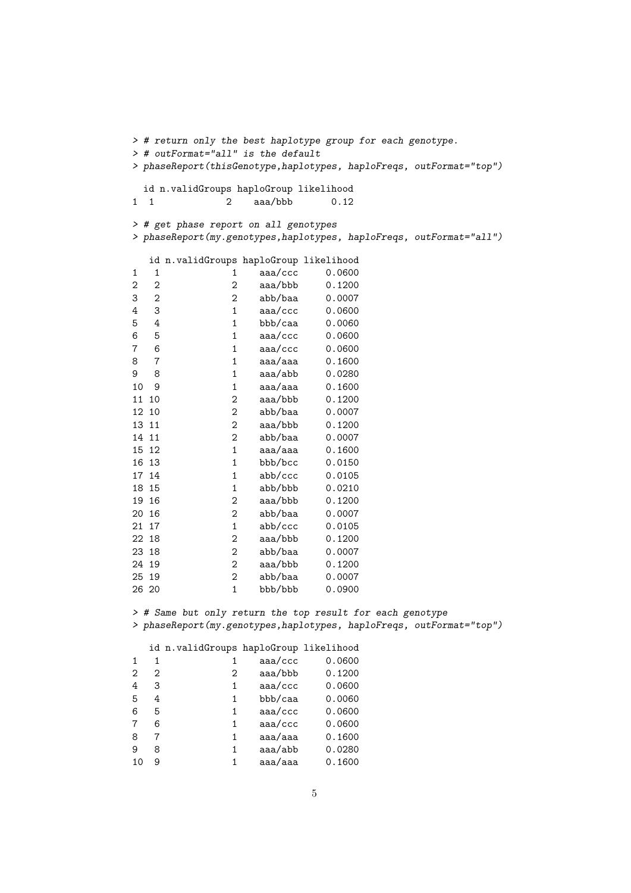```
> # return only the best haplotype group for each genotype.
> # outFormat="all" is the default
> phaseReport(thisGenotype,haplotypes, haploFreqs, outFormat="top")

  id n.validGroups haploGroup likelihood
1  1             2    aaa/bbb       0.12

> # get phase report on all genotypes
> phaseReport(my.genotypes,haplotypes, haploFreqs, outFormat="all")

   id n.validGroups haploGroup likelihood
1   1             1    aaa/ccc     0.0600
2   2             2    aaa/bbb     0.1200
3   2             2    abb/baa     0.0007
4   3             1    aaa/ccc     0.0600
5   4             1    bbb/caa     0.0060
6   5             1    aaa/ccc     0.0600
7   6             1    aaa/ccc     0.0600
8   7             1    aaa/aaa     0.1600
9   8             1    aaa/abb     0.0280
10  9             1    aaa/aaa     0.1600
11 10             2    aaa/bbb     0.1200
12 10             2    abb/baa     0.0007
13 11             2    aaa/bbb     0.1200
14 11             2    abb/baa     0.0007
15 12             1    aaa/aaa     0.1600
16 13             1    bbb/bcc     0.0150
17 14             1    abb/ccc     0.0105
18 15             1    abb/bbb     0.0210
19 16             2    aaa/bbb     0.1200
20 16             2    abb/baa     0.0007
21 17             1    abb/ccc     0.0105
22 18             2    aaa/bbb     0.1200
23 18             2    abb/baa     0.0007
24 19             2    aaa/bbb     0.1200
25 19             2    abb/baa     0.0007
26 20             1    bbb/bbb     0.0900

> # Same but only return the top result for each genotype
> phaseReport(my.genotypes,haplotypes, haploFreqs, outFormat="top")

   id n.validGroups haploGroup likelihood
1   1             1    aaa/ccc     0.0600
2   2             2    aaa/bbb     0.1200
4   3             1    aaa/ccc     0.0600
5   4             1    bbb/caa     0.0060
6   5             1    aaa/ccc     0.0600
7   6             1    aaa/ccc     0.0600
8   7             1    aaa/aaa     0.1600
9   8             1    aaa/abb     0.0280
10  9             1    aaa/aaa     0.1600
```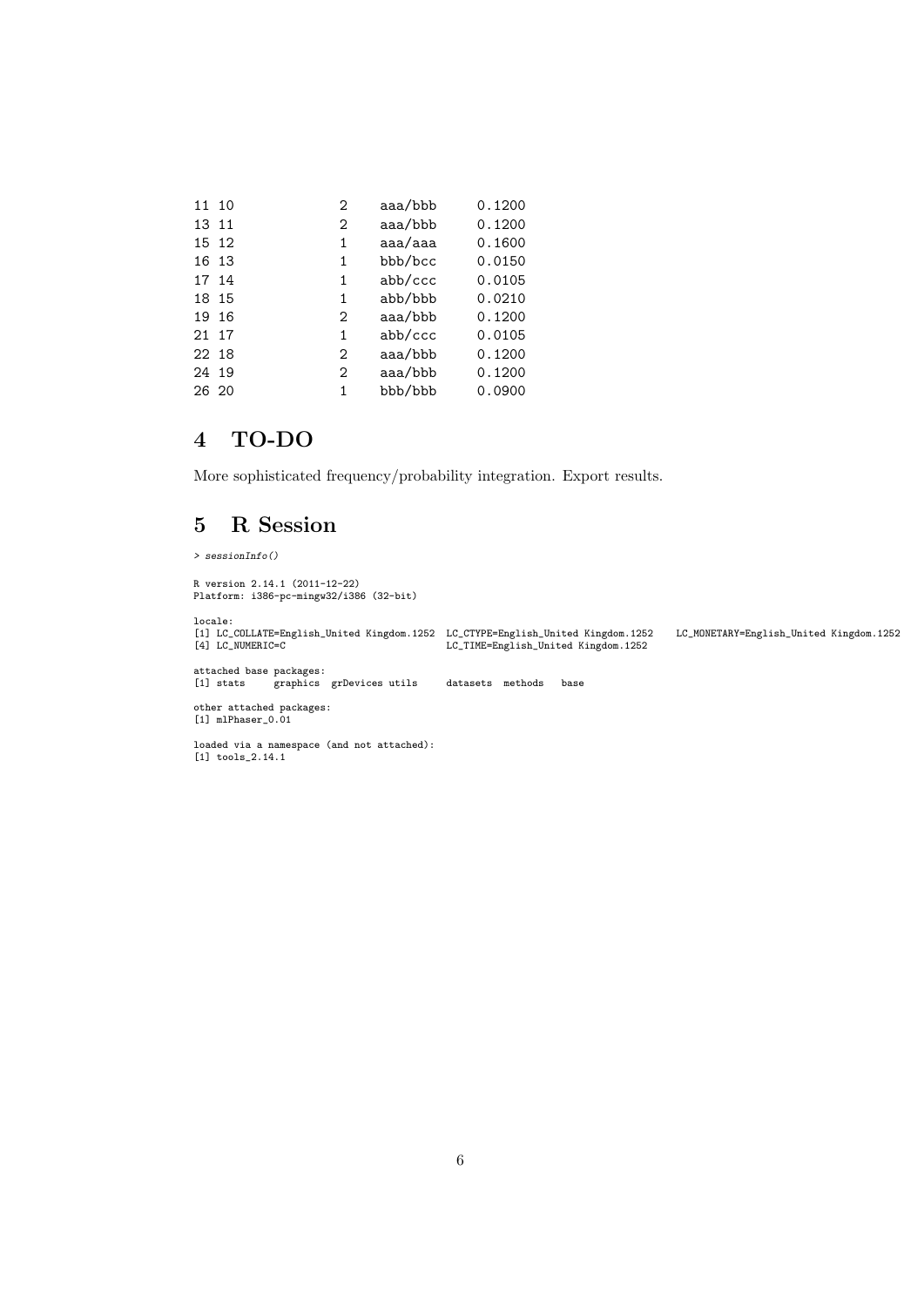```
11 10            2    aaa/bbb      0.1200
13 11            2    aaa/bbb      0.1200
15 12            1    aaa/aaa      0.1600
16 13            1    bbb/bcc      0.0150
17 14            1    abb/ccc      0.0105
18 15            1    abb/bbb      0.0210
19 16            2    aaa/bbb      0.1200
21 17            1    abb/ccc      0.0105
22 18            2    aaa/bbb      0.1200
24 19            2    aaa/bbb      0.1200
26 20            1    bbb/bbb      0.0900
```

## 4 TO-DO

More sophisticated frequency/probability integration. Export results.

## 5 R Session

```
> sessionInfo()

R version 2.14.1 (2011-12-22)
Platform: i386-pc-mingw32/i386 (32-bit)

locale:
[1] LC_COLLATE=English_United Kingdom.1252  LC_CTYPE=English_United Kingdom.1252    LC_MONETARY=English_United Kingdom.1252
[4] LC_NUMERIC=C                            LC_TIME=English_United Kingdom.1252

attached base packages:
[1] stats     graphics  grDevices utils     datasets  methods   base

other attached packages:
[1] mlPhaser_0.01

loaded via a namespace (and not attached):
[1] tools_2.14.1
```